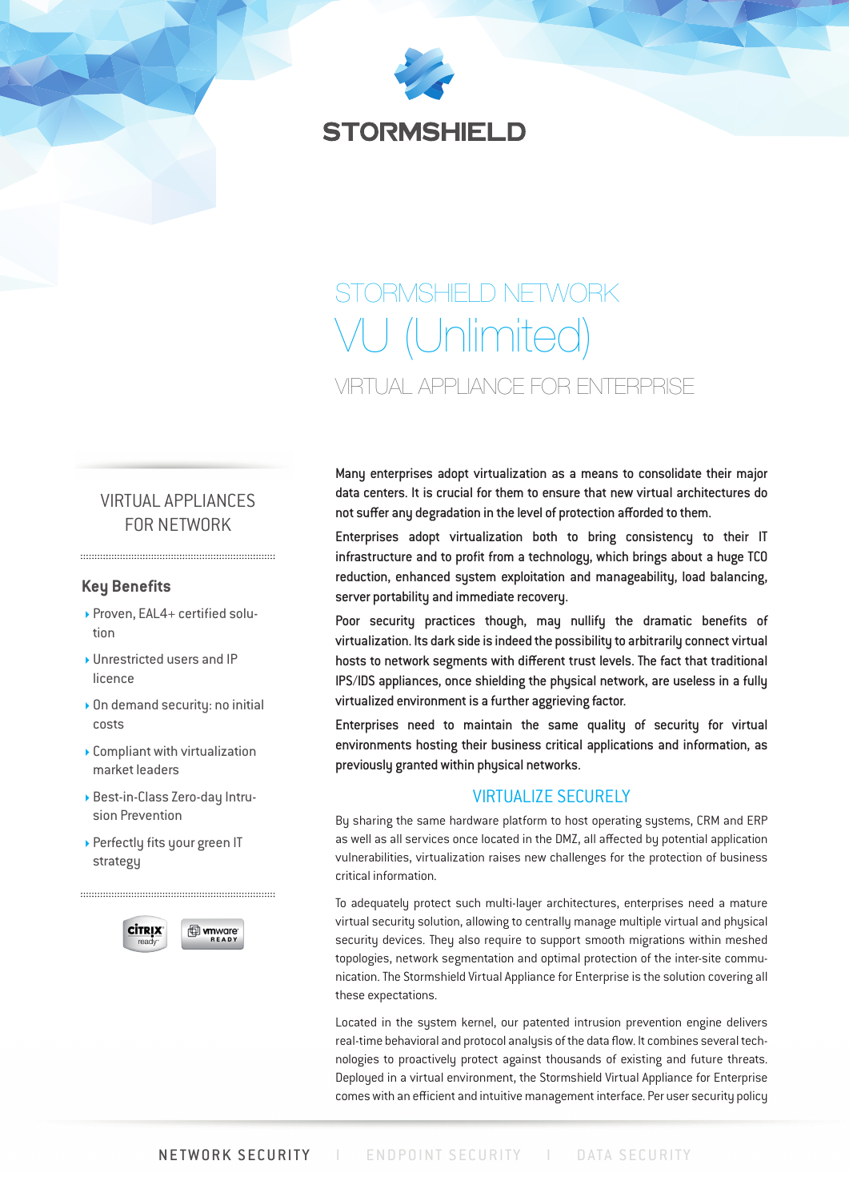STORMSHIELD

# STORMSHIELD NETWORK VU (Unlimited)

## VIRTUAL APPLIANCE FOR ENTERPRISE

### VIRTUAL APPLIANCES FOR NETWORK

### Key Benefits

- Proven, EAL4+ certified solution
- Unrestricted users and IP licence
- On demand security: no initial costs
- Compliant with virtualization market leaders
- Best-in-Class Zero-day Intrusion Prevention
- Perfectly fits your green IT strategy

Many enterprises adopt virtualization as a means to consolidate their major data centers. It is crucial for them to ensure that new virtual architectures do not suffer any degradation in the level of protection afforded to them.

Enterprises adopt virtualization both to bring consistency to their IT infrastructure and to profit from a technology, which brings about a huge TCO reduction, enhanced system exploitation and manageability, load balancing, server portability and immediate recovery.

Poor security practices though, may nullify the dramatic benefits of virtualization. Its dark side is indeed the possibility to arbitrarily connect virtual hosts to network segments with different trust levels. The fact that traditional IPS/IDS appliances, once shielding the physical network, are useless in a fully virtualized environment is a further aggrieving factor.

Enterprises need to maintain the same quality of security for virtual environments hosting their business critical applications and information, as previously granted within physical networks.

## VIRTUALIZE SECURELY

By sharing the same hardware platform to host operating systems, CRM and ERP as well as all services once located in the DMZ, all affected by potential application vulnerabilities, virtualization raises new challenges for the protection of business critical information.

To adequately protect such multi-layer architectures, enterprises need a mature virtual security solution, allowing to centrally manage multiple virtual and physical security devices. They also require to support smooth migrations within meshed topologies, network segmentation and optimal protection of the inter-site communication. The Stormshield Virtual Appliance for Enterprise is the solution covering all these expectations.

Located in the system kernel, our patented intrusion prevention engine delivers real-time behavioral and protocol analysis of the data flow. It combines several technologies to proactively protect against thousands of existing and future threats. Deployed in a virtual environment, the Stormshield Virtual Appliance for Enterprise comes with an efficient and intuitive management interface. Per user security policy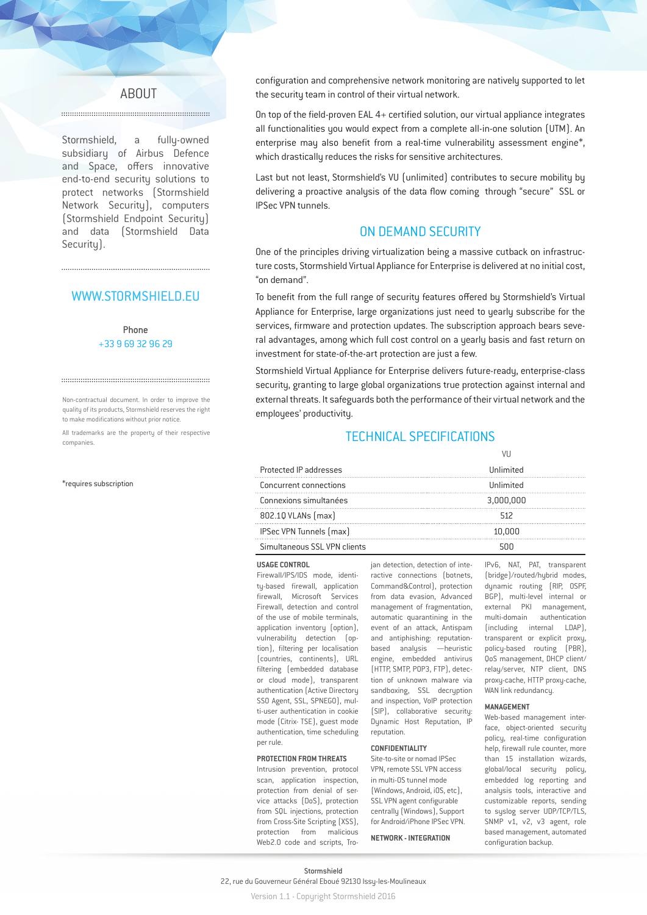## ABOUT

Stormshield, a fully-owned subsidiary of Airbus Defence and Space, offers innovative end-to-end security solutions to protect networks (Stormshield Network Security), computers (Stormshield Endpoint Security) and data (Stormshield Data Security).

## WWW.STORMSHIELD.EU

Phone
+33 9 69 32 96 29

Non-contractual document. In order to improve the quality of its products, Stormshield reserves the right to make modifications without prior notice.

All trademarks are the property of their respective companies.

*requires subscription

configuration and comprehensive network monitoring are natively supported to let the security team in control of their virtual network.

On top of the field-proven EAL 4+ certified solution, our virtual appliance integrates all functionalities you would expect from a complete all-in-one solution (UTM). An enterprise may also benefit from a real-time vulnerability assessment engine*, which drastically reduces the risks for sensitive architectures.

Last but not least, Stormshield's VU (unlimited) contributes to secure mobility by delivering a proactive analysis of the data flow coming through "secure" SSL or IPSec VPN tunnels.

## ON DEMAND SECURITY

One of the principles driving virtualization being a massive cutback on infrastructure costs, Stormshield Virtual Appliance for Enterprise is delivered at no initial cost, "on demand".

To benefit from the full range of security features offered by Stormshield's Virtual Appliance for Enterprise, large organizations just need to yearly subscribe for the services, firmware and protection updates. The subscription approach bears several advantages, among which full cost control on a yearly basis and fast return on investment for state-of-the-art protection are just a few.

Stormshield Virtual Appliance for Enterprise delivers future-ready, enterprise-class security, granting to large global organizations true protection against internal and external threats. It safeguards both the performance of their virtual network and the employees' productivity.

## TECHNICAL SPECIFICATIONS

| | VU |
|---|---|
| Protected IP addresses | Unlimited |
| Concurrent connections | Unlimited |
| Connexions simultanées | 3,000,000 |
| 802.1Q VLANs (max) | 512 |
| IPSec VPN Tunnels (max) | 10,000 |
| Simultaneous SSL VPN clients | 500 |

**USAGE CONTROL**
Firewall/IPS/IDS mode, identity-based firewall, application firewall, Microsoft Services Firewall, detection and control of the use of mobile terminals, application inventory (option), vulnerability detection (option), filtering per localisation (countries, continents), URL filtering (embedded database or cloud mode), transparent authentication (Active Directory SSO Agent, SSL, SPNEGO), multi-user authentication in cookie mode (Citrix- TSE), guest mode authentication, time scheduling per rule.

**PROTECTION FROM THREATS**
Intrusion prevention, protocol scan, application inspection, protection from denial of service attacks (DoS), protection from SQL injections, protection from Cross-Site Scripting (XSS), protection from malicious Web2.0 code and scripts, Trojan detection, detection of interactive connections (botnets, Command&Control), protection from data evasion, Advanced management of fragmentation, automatic quarantining in the event of an attack, Antispam and antiphishing: reputation-based analysis —heuristic engine, embedded antivirus (HTTP, SMTP, POP3, FTP), detection of unknown malware via sandboxing, SSL decryption and inspection, VoIP protection (SIP), collaborative security: Dynamic Host Reputation, IP reputation.

**CONFIDENTIALITY**
Site-to-site or nomad IPSec VPN, remote SSL VPN access in multi-OS tunnel mode (Windows, Android, iOS, etc), SSL VPN agent configurable centrally (Windows), Support for Android/iPhone IPSec VPN.

**NETWORK - INTEGRATION**
IPv6, NAT, PAT, transparent (bridge)/routed/hybrid modes, dynamic routing (RIP, OSPF, BGP), multi-level internal or external PKI management, multi-domain authentication (including internal LDAP), transparent or explicit proxy, policy-based routing (PBR), QoS management, DHCP client/relay/server, NTP client, DNS proxy-cache, HTTP proxy-cache, WAN link redundancy.

**MANAGEMENT**
Web-based management interface, object-oriented security policy, real-time configuration help, firewall rule counter, more than 15 installation wizards, global/local security policy, embedded log reporting and analysis tools, interactive and customizable reports, sending to syslog server UDP/TCP/TLS, SNMP v1, v2, v3 agent, role based management, automated configuration backup.

Stormshield
22, rue du Gouverneur Général Eboué 92130 Issy-les-Moulineaux

Version 1.1 - Copyright Stormshield 2016